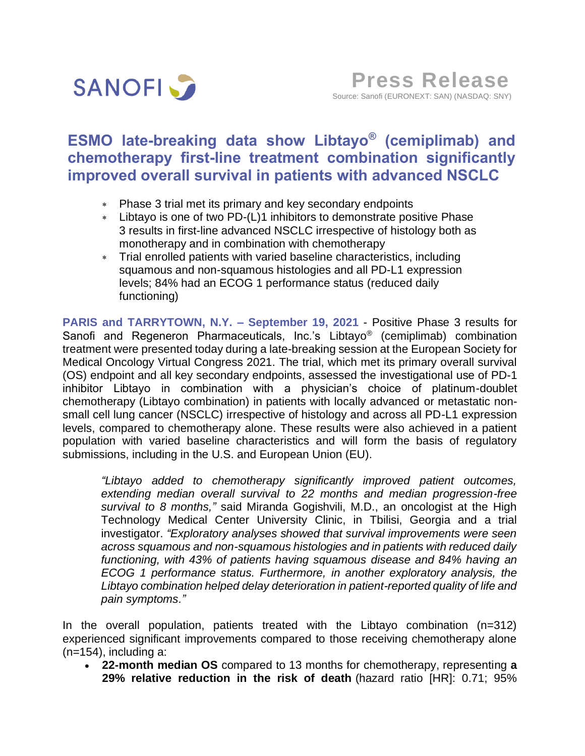SANOFI

**Press Release**
Source: Sanofi (EURONEXT: SAN) (NASDAQ: SNY)

# ESMO late-breaking data show Libtayo® (cemiplimab) and chemotherapy first-line treatment combination significantly improved overall survival in patients with advanced NSCLC

- Phase 3 trial met its primary and key secondary endpoints
- Libtayo is one of two PD-(L)1 inhibitors to demonstrate positive Phase 3 results in first-line advanced NSCLC irrespective of histology both as monotherapy and in combination with chemotherapy
- Trial enrolled patients with varied baseline characteristics, including squamous and non-squamous histologies and all PD-L1 expression levels; 84% had an ECOG 1 performance status (reduced daily functioning)

**PARIS and TARRYTOWN, N.Y. – September 19, 2021** - Positive Phase 3 results for Sanofi and Regeneron Pharmaceuticals, Inc.'s Libtayo® (cemiplimab) combination treatment were presented today during a late-breaking session at the European Society for Medical Oncology Virtual Congress 2021. The trial, which met its primary overall survival (OS) endpoint and all key secondary endpoints, assessed the investigational use of PD-1 inhibitor Libtayo in combination with a physician's choice of platinum-doublet chemotherapy (Libtayo combination) in patients with locally advanced or metastatic non-small cell lung cancer (NSCLC) irrespective of histology and across all PD-L1 expression levels, compared to chemotherapy alone. These results were also achieved in a patient population with varied baseline characteristics and will form the basis of regulatory submissions, including in the U.S. and European Union (EU).

> *"Libtayo added to chemotherapy significantly improved patient outcomes, extending median overall survival to 22 months and median progression-free survival to 8 months,"* said Miranda Gogishvili, M.D., an oncologist at the High Technology Medical Center University Clinic, in Tbilisi, Georgia and a trial investigator. *"Exploratory analyses showed that survival improvements were seen across squamous and non-squamous histologies and in patients with reduced daily functioning, with 43% of patients having squamous disease and 84% having an ECOG 1 performance status. Furthermore, in another exploratory analysis, the Libtayo combination helped delay deterioration in patient-reported quality of life and pain symptoms."*

In the overall population, patients treated with the Libtayo combination (n=312) experienced significant improvements compared to those receiving chemotherapy alone (n=154), including a:

- **22-month median OS** compared to 13 months for chemotherapy, representing **a 29% relative reduction in the risk of death** (hazard ratio [HR]: 0.71; 95%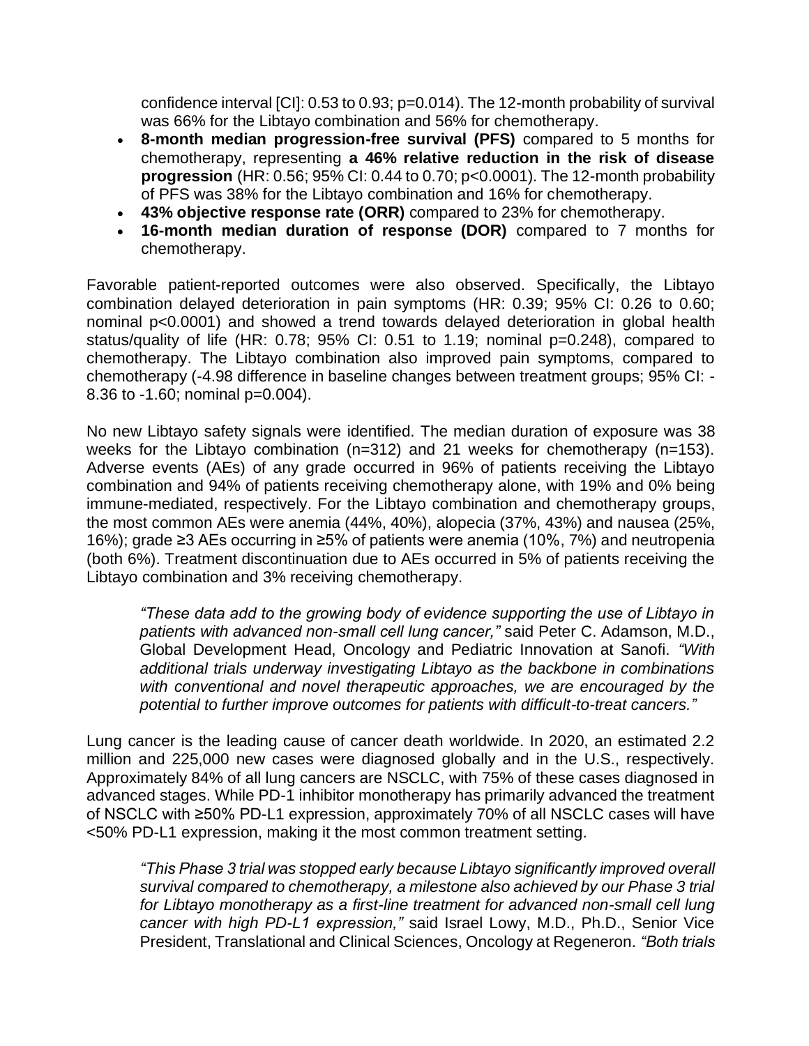confidence interval [CI]: 0.53 to 0.93; $p=0.014$). The 12-month probability of survival was 66% for the Libtayo combination and 56% for chemotherapy.

- **8-month median progression-free survival (PFS)** compared to 5 months for chemotherapy, representing **a 46% relative reduction in the risk of disease progression** (HR: 0.56; 95% CI: 0.44 to 0.70; $p<0.0001$). The 12-month probability of PFS was 38% for the Libtayo combination and 16% for chemotherapy.
- **43% objective response rate (ORR)** compared to 23% for chemotherapy.
- **16-month median duration of response (DOR)** compared to 7 months for chemotherapy.

Favorable patient-reported outcomes were also observed. Specifically, the Libtayo combination delayed deterioration in pain symptoms (HR: 0.39; 95% CI: 0.26 to 0.60; nominal $p<0.0001$) and showed a trend towards delayed deterioration in global health status/quality of life (HR: 0.78; 95% CI: 0.51 to 1.19; nominal $p=0.248$), compared to chemotherapy. The Libtayo combination also improved pain symptoms, compared to chemotherapy (-4.98 difference in baseline changes between treatment groups; 95% CI: -8.36 to -1.60; nominal $p=0.004$).

No new Libtayo safety signals were identified. The median duration of exposure was 38 weeks for the Libtayo combination (n=312) and 21 weeks for chemotherapy (n=153). Adverse events (AEs) of any grade occurred in 96% of patients receiving the Libtayo combination and 94% of patients receiving chemotherapy alone, with 19% and 0% being immune-mediated, respectively. For the Libtayo combination and chemotherapy groups, the most common AEs were anemia (44%, 40%), alopecia (37%, 43%) and nausea (25%, 16%); grade ≥3 AEs occurring in ≥5% of patients were anemia (10%, 7%) and neutropenia (both 6%). Treatment discontinuation due to AEs occurred in 5% of patients receiving the Libtayo combination and 3% receiving chemotherapy.

> *"These data add to the growing body of evidence supporting the use of Libtayo in patients with advanced non-small cell lung cancer,"* said Peter C. Adamson, M.D., Global Development Head, Oncology and Pediatric Innovation at Sanofi. *"With additional trials underway investigating Libtayo as the backbone in combinations with conventional and novel therapeutic approaches, we are encouraged by the potential to further improve outcomes for patients with difficult-to-treat cancers."*

Lung cancer is the leading cause of cancer death worldwide. In 2020, an estimated 2.2 million and 225,000 new cases were diagnosed globally and in the U.S., respectively. Approximately 84% of all lung cancers are NSCLC, with 75% of these cases diagnosed in advanced stages. While PD-1 inhibitor monotherapy has primarily advanced the treatment of NSCLC with ≥50% PD-L1 expression, approximately 70% of all NSCLC cases will have <50% PD-L1 expression, making it the most common treatment setting.

> *"This Phase 3 trial was stopped early because Libtayo significantly improved overall survival compared to chemotherapy, a milestone also achieved by our Phase 3 trial for Libtayo monotherapy as a first-line treatment for advanced non-small cell lung cancer with high PD-L1 expression,"* said Israel Lowy, M.D., Ph.D., Senior Vice President, Translational and Clinical Sciences, Oncology at Regeneron. *"Both trials*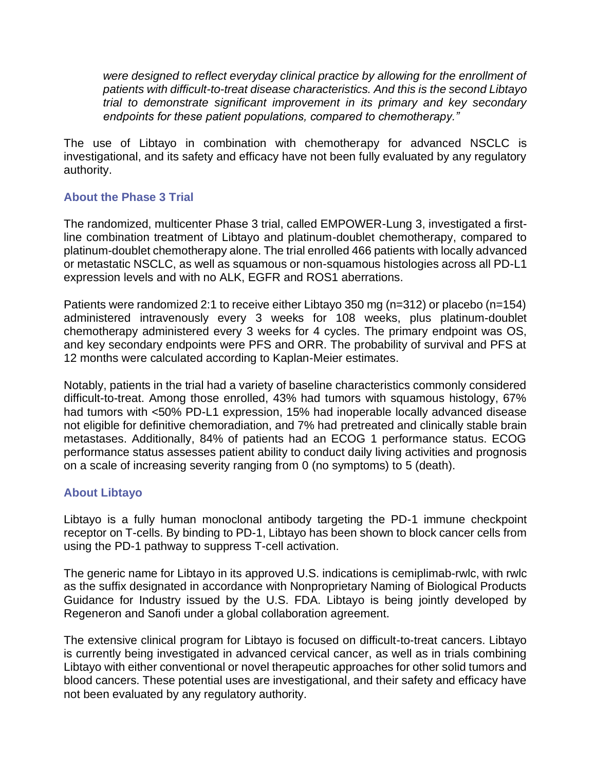*were designed to reflect everyday clinical practice by allowing for the enrollment of patients with difficult-to-treat disease characteristics. And this is the second Libtayo trial to demonstrate significant improvement in its primary and key secondary endpoints for these patient populations, compared to chemotherapy."*

The use of Libtayo in combination with chemotherapy for advanced NSCLC is investigational, and its safety and efficacy have not been fully evaluated by any regulatory authority.

## About the Phase 3 Trial

The randomized, multicenter Phase 3 trial, called EMPOWER-Lung 3, investigated a first-line combination treatment of Libtayo and platinum-doublet chemotherapy, compared to platinum-doublet chemotherapy alone. The trial enrolled 466 patients with locally advanced or metastatic NSCLC, as well as squamous or non-squamous histologies across all PD-L1 expression levels and with no ALK, EGFR and ROS1 aberrations.

Patients were randomized 2:1 to receive either Libtayo 350 mg (n=312) or placebo (n=154) administered intravenously every 3 weeks for 108 weeks, plus platinum-doublet chemotherapy administered every 3 weeks for 4 cycles. The primary endpoint was OS, and key secondary endpoints were PFS and ORR. The probability of survival and PFS at 12 months were calculated according to Kaplan-Meier estimates.

Notably, patients in the trial had a variety of baseline characteristics commonly considered difficult-to-treat. Among those enrolled, 43% had tumors with squamous histology, 67% had tumors with <50% PD-L1 expression, 15% had inoperable locally advanced disease not eligible for definitive chemoradiation, and 7% had pretreated and clinically stable brain metastases. Additionally, 84% of patients had an ECOG 1 performance status. ECOG performance status assesses patient ability to conduct daily living activities and prognosis on a scale of increasing severity ranging from 0 (no symptoms) to 5 (death).

## About Libtayo

Libtayo is a fully human monoclonal antibody targeting the PD-1 immune checkpoint receptor on T-cells. By binding to PD-1, Libtayo has been shown to block cancer cells from using the PD-1 pathway to suppress T-cell activation.

The generic name for Libtayo in its approved U.S. indications is cemiplimab-rwlc, with rwlc as the suffix designated in accordance with Nonproprietary Naming of Biological Products Guidance for Industry issued by the U.S. FDA. Libtayo is being jointly developed by Regeneron and Sanofi under a global collaboration agreement.

The extensive clinical program for Libtayo is focused on difficult-to-treat cancers. Libtayo is currently being investigated in advanced cervical cancer, as well as in trials combining Libtayo with either conventional or novel therapeutic approaches for other solid tumors and blood cancers. These potential uses are investigational, and their safety and efficacy have not been evaluated by any regulatory authority.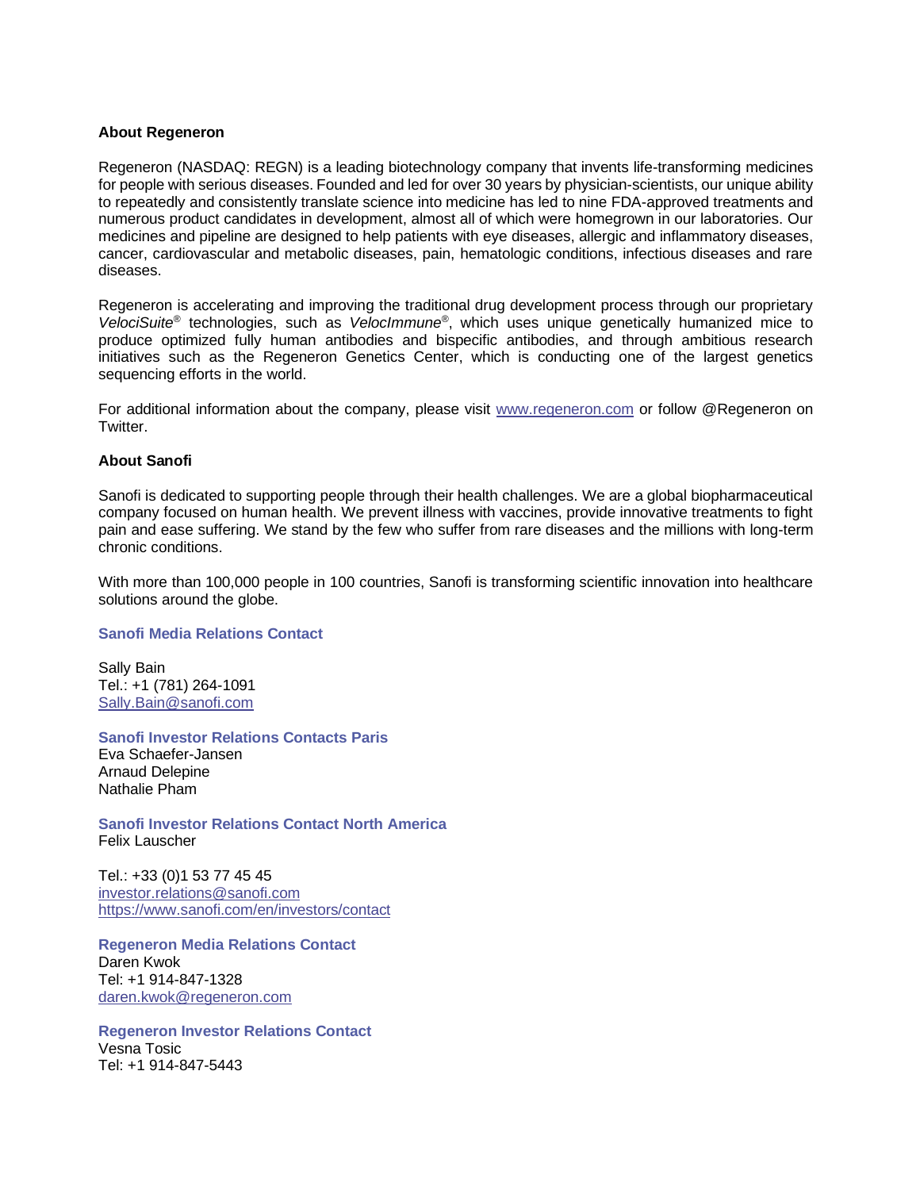**About Regeneron**

Regeneron (NASDAQ: REGN) is a leading biotechnology company that invents life-transforming medicines for people with serious diseases. Founded and led for over 30 years by physician-scientists, our unique ability to repeatedly and consistently translate science into medicine has led to nine FDA-approved treatments and numerous product candidates in development, almost all of which were homegrown in our laboratories. Our medicines and pipeline are designed to help patients with eye diseases, allergic and inflammatory diseases, cancer, cardiovascular and metabolic diseases, pain, hematologic conditions, infectious diseases and rare diseases.

Regeneron is accelerating and improving the traditional drug development process through our proprietary *VelociSuite*® technologies, such as *VelocImmune*®, which uses unique genetically humanized mice to produce optimized fully human antibodies and bispecific antibodies, and through ambitious research initiatives such as the Regeneron Genetics Center, which is conducting one of the largest genetics sequencing efforts in the world.

For additional information about the company, please visit [www.regeneron.com](http://www.regeneron.com) or follow @Regeneron on Twitter.

**About Sanofi**

Sanofi is dedicated to supporting people through their health challenges. We are a global biopharmaceutical company focused on human health. We prevent illness with vaccines, provide innovative treatments to fight pain and ease suffering. We stand by the few who suffer from rare diseases and the millions with long-term chronic conditions.

With more than 100,000 people in 100 countries, Sanofi is transforming scientific innovation into healthcare solutions around the globe.

**Sanofi Media Relations Contact**

Sally Bain
Tel.: +1 (781) 264-1091
[Sally.Bain@sanofi.com](mailto:Sally.Bain@sanofi.com)

**Sanofi Investor Relations Contacts Paris**
Eva Schaefer-Jansen
Arnaud Delepine
Nathalie Pham

**Sanofi Investor Relations Contact North America**
Felix Lauscher

Tel.: +33 (0)1 53 77 45 45
[investor.relations@sanofi.com](mailto:investor.relations@sanofi.com)
[https://www.sanofi.com/en/investors/contact](https://www.sanofi.com/en/investors/contact)

**Regeneron Media Relations Contact**
Daren Kwok
Tel: +1 914-847-1328
[daren.kwok@regeneron.com](mailto:daren.kwok@regeneron.com)

**Regeneron Investor Relations Contact**
Vesna Tosic
Tel: +1 914-847-5443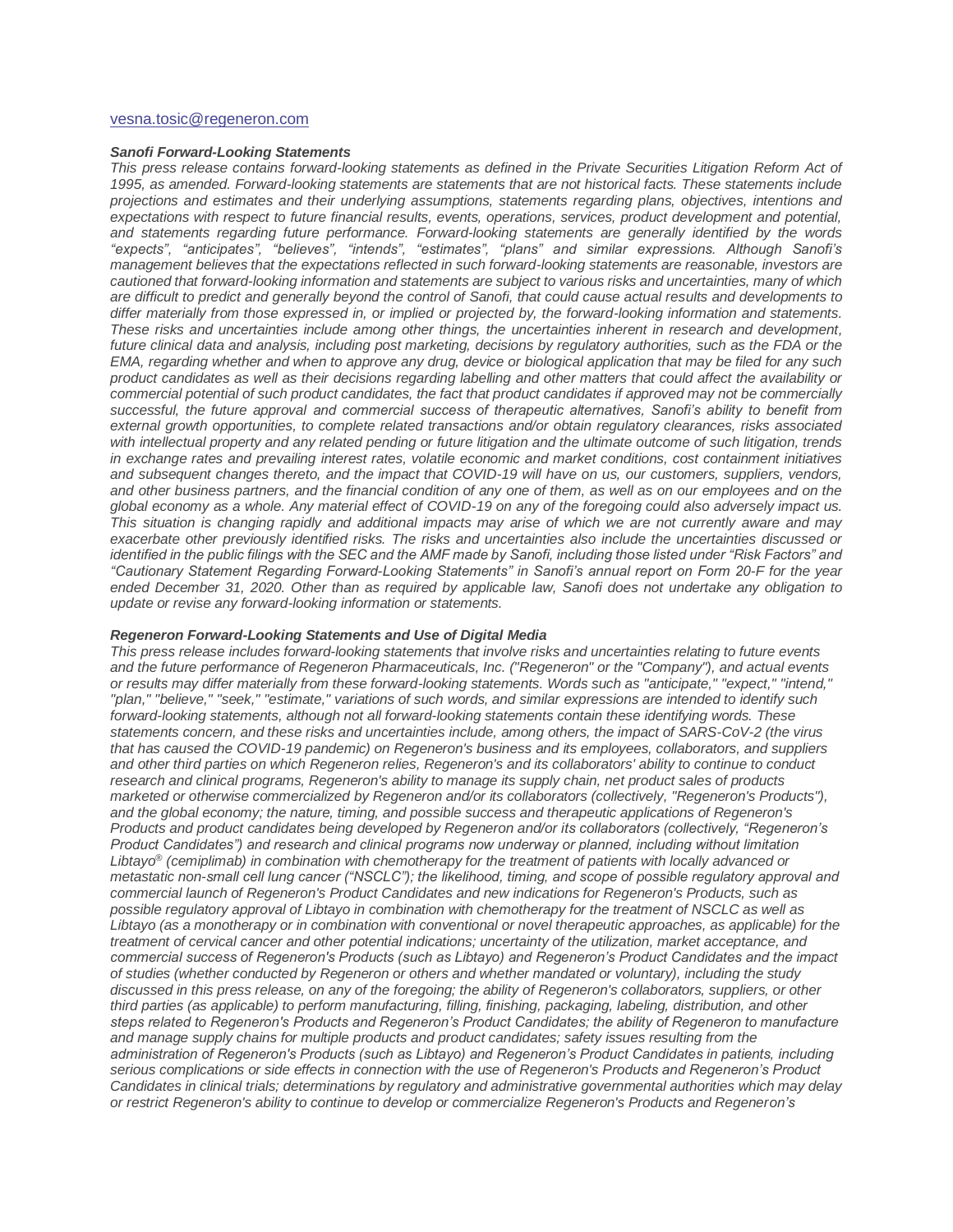vesna.tosic@regeneron.com

***Sanofi Forward-Looking Statements***

*This press release contains forward-looking statements as defined in the Private Securities Litigation Reform Act of 1995, as amended. Forward-looking statements are statements that are not historical facts. These statements include projections and estimates and their underlying assumptions, statements regarding plans, objectives, intentions and expectations with respect to future financial results, events, operations, services, product development and potential, and statements regarding future performance. Forward-looking statements are generally identified by the words "expects", "anticipates", "believes", "intends", "estimates", "plans" and similar expressions. Although Sanofi's management believes that the expectations reflected in such forward-looking statements are reasonable, investors are cautioned that forward-looking information and statements are subject to various risks and uncertainties, many of which are difficult to predict and generally beyond the control of Sanofi, that could cause actual results and developments to differ materially from those expressed in, or implied or projected by, the forward-looking information and statements. These risks and uncertainties include among other things, the uncertainties inherent in research and development, future clinical data and analysis, including post marketing, decisions by regulatory authorities, such as the FDA or the EMA, regarding whether and when to approve any drug, device or biological application that may be filed for any such product candidates as well as their decisions regarding labelling and other matters that could affect the availability or commercial potential of such product candidates, the fact that product candidates if approved may not be commercially successful, the future approval and commercial success of therapeutic alternatives, Sanofi's ability to benefit from external growth opportunities, to complete related transactions and/or obtain regulatory clearances, risks associated with intellectual property and any related pending or future litigation and the ultimate outcome of such litigation, trends in exchange rates and prevailing interest rates, volatile economic and market conditions, cost containment initiatives and subsequent changes thereto, and the impact that COVID-19 will have on us, our customers, suppliers, vendors, and other business partners, and the financial condition of any one of them, as well as on our employees and on the global economy as a whole. Any material effect of COVID-19 on any of the foregoing could also adversely impact us. This situation is changing rapidly and additional impacts may arise of which we are not currently aware and may exacerbate other previously identified risks. The risks and uncertainties also include the uncertainties discussed or identified in the public filings with the SEC and the AMF made by Sanofi, including those listed under "Risk Factors" and "Cautionary Statement Regarding Forward-Looking Statements" in Sanofi's annual report on Form 20-F for the year ended December 31, 2020. Other than as required by applicable law, Sanofi does not undertake any obligation to update or revise any forward-looking information or statements.*

***Regeneron Forward-Looking Statements and Use of Digital Media***

*This press release includes forward-looking statements that involve risks and uncertainties relating to future events and the future performance of Regeneron Pharmaceuticals, Inc. ("Regeneron" or the "Company"), and actual events or results may differ materially from these forward-looking statements. Words such as "anticipate," "expect," "intend," "plan," "believe," "seek," "estimate," variations of such words, and similar expressions are intended to identify such forward-looking statements, although not all forward-looking statements contain these identifying words. These statements concern, and these risks and uncertainties include, among others, the impact of SARS-CoV-2 (the virus that has caused the COVID-19 pandemic) on Regeneron's business and its employees, collaborators, and suppliers and other third parties on which Regeneron relies, Regeneron's and its collaborators' ability to continue to conduct research and clinical programs, Regeneron's ability to manage its supply chain, net product sales of products marketed or otherwise commercialized by Regeneron and/or its collaborators (collectively, "Regeneron's Products"), and the global economy; the nature, timing, and possible success and therapeutic applications of Regeneron's Products and product candidates being developed by Regeneron and/or its collaborators (collectively, "Regeneron's Product Candidates") and research and clinical programs now underway or planned, including without limitation Libtayo® (cemiplimab) in combination with chemotherapy for the treatment of patients with locally advanced or metastatic non-small cell lung cancer ("NSCLC"); the likelihood, timing, and scope of possible regulatory approval and commercial launch of Regeneron's Product Candidates and new indications for Regeneron's Products, such as possible regulatory approval of Libtayo in combination with chemotherapy for the treatment of NSCLC as well as Libtayo (as a monotherapy or in combination with conventional or novel therapeutic approaches, as applicable) for the treatment of cervical cancer and other potential indications; uncertainty of the utilization, market acceptance, and commercial success of Regeneron's Products (such as Libtayo) and Regeneron's Product Candidates and the impact of studies (whether conducted by Regeneron or others and whether mandated or voluntary), including the study discussed in this press release, on any of the foregoing; the ability of Regeneron's collaborators, suppliers, or other third parties (as applicable) to perform manufacturing, filling, finishing, packaging, labeling, distribution, and other steps related to Regeneron's Products and Regeneron's Product Candidates; the ability of Regeneron to manufacture and manage supply chains for multiple products and product candidates; safety issues resulting from the administration of Regeneron's Products (such as Libtayo) and Regeneron's Product Candidates in patients, including serious complications or side effects in connection with the use of Regeneron's Products and Regeneron's Product Candidates in clinical trials; determinations by regulatory and administrative governmental authorities which may delay or restrict Regeneron's ability to continue to develop or commercialize Regeneron's Products and Regeneron's*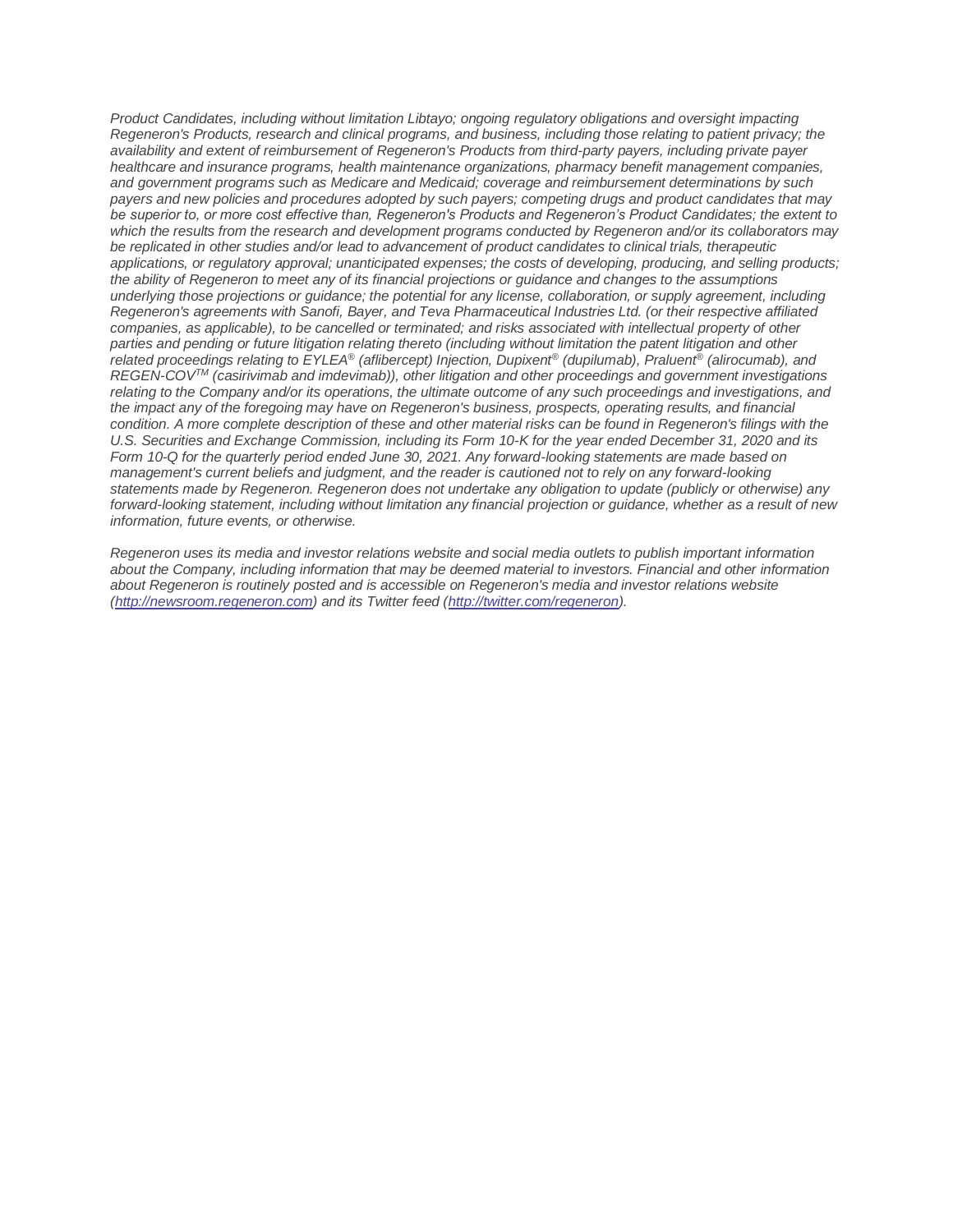*Product Candidates, including without limitation Libtayo; ongoing regulatory obligations and oversight impacting Regeneron's Products, research and clinical programs, and business, including those relating to patient privacy; the availability and extent of reimbursement of Regeneron's Products from third-party payers, including private payer healthcare and insurance programs, health maintenance organizations, pharmacy benefit management companies, and government programs such as Medicare and Medicaid; coverage and reimbursement determinations by such payers and new policies and procedures adopted by such payers; competing drugs and product candidates that may be superior to, or more cost effective than, Regeneron's Products and Regeneron's Product Candidates; the extent to which the results from the research and development programs conducted by Regeneron and/or its collaborators may be replicated in other studies and/or lead to advancement of product candidates to clinical trials, therapeutic applications, or regulatory approval; unanticipated expenses; the costs of developing, producing, and selling products; the ability of Regeneron to meet any of its financial projections or guidance and changes to the assumptions underlying those projections or guidance; the potential for any license, collaboration, or supply agreement, including Regeneron's agreements with Sanofi, Bayer, and Teva Pharmaceutical Industries Ltd. (or their respective affiliated companies, as applicable), to be cancelled or terminated; and risks associated with intellectual property of other parties and pending or future litigation relating thereto (including without limitation the patent litigation and other related proceedings relating to EYLEA® (aflibercept) Injection, Dupixent® (dupilumab), Praluent® (alirocumab), and REGEN-COV™ (casirivimab and imdevimab)), other litigation and other proceedings and government investigations relating to the Company and/or its operations, the ultimate outcome of any such proceedings and investigations, and the impact any of the foregoing may have on Regeneron's business, prospects, operating results, and financial condition. A more complete description of these and other material risks can be found in Regeneron's filings with the U.S. Securities and Exchange Commission, including its Form 10-K for the year ended December 31, 2020 and its Form 10-Q for the quarterly period ended June 30, 2021. Any forward-looking statements are made based on management's current beliefs and judgment, and the reader is cautioned not to rely on any forward-looking statements made by Regeneron. Regeneron does not undertake any obligation to update (publicly or otherwise) any forward-looking statement, including without limitation any financial projection or guidance, whether as a result of new information, future events, or otherwise.*

*Regeneron uses its media and investor relations website and social media outlets to publish important information about the Company, including information that may be deemed material to investors. Financial and other information about Regeneron is routinely posted and is accessible on Regeneron's media and investor relations website ([http://newsroom.regeneron.com](http://newsroom.regeneron.com)) and its Twitter feed ([http://twitter.com/regeneron](http://twitter.com/regeneron)).*